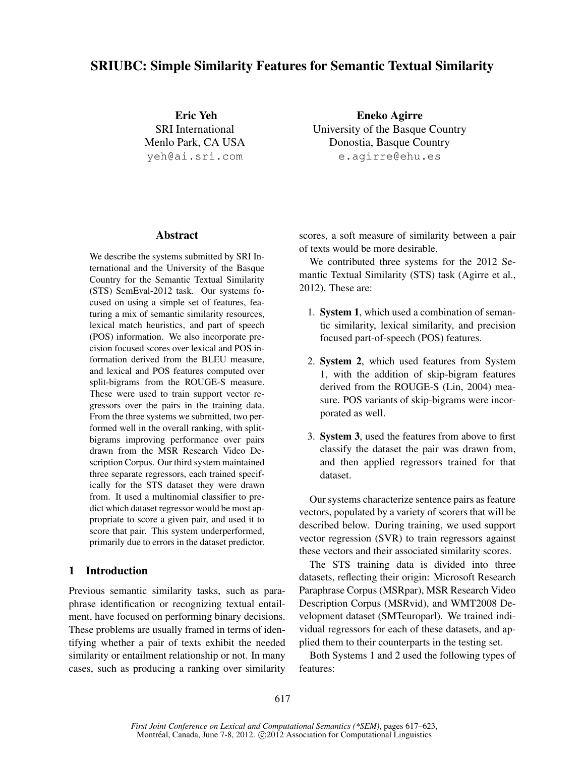# SRIUBC: Simple Similarity Features for Semantic Textual Similarity

**Eric Yeh**
SRI International
Menlo Park, CA USA
yeh@ai.sri.com

**Eneko Agirre**
University of the Basque Country
Donostia, Basque Country
e.agirre@ehu.es

## Abstract

We describe the systems submitted by SRI International and the University of the Basque Country for the Semantic Textual Similarity (STS) SemEval-2012 task. Our systems focused on using a simple set of features, featuring a mix of semantic similarity resources, lexical match heuristics, and part of speech (POS) information. We also incorporate precision focused scores over lexical and POS information derived from the BLEU measure, and lexical and POS features computed over split-bigrams from the ROUGE-S measure. These were used to train support vector regressors over the pairs in the training data. From the three systems we submitted, two performed well in the overall ranking, with split-bigrams improving performance over pairs drawn from the MSR Research Video Description Corpus. Our third system maintained three separate regressors, each trained specifically for the STS dataset they were drawn from. It used a multinomial classifier to predict which dataset regressor would be most appropriate to score a given pair, and used it to score that pair. This system underperformed, primarily due to errors in the dataset predictor.

## 1 Introduction

Previous semantic similarity tasks, such as paraphrase identification or recognizing textual entailment, have focused on performing binary decisions. These problems are usually framed in terms of identifying whether a pair of texts exhibit the needed similarity or entailment relationship or not. In many cases, such as producing a ranking over similarity scores, a soft measure of similarity between a pair of texts would be more desirable.

We contributed three systems for the 2012 Semantic Textual Similarity (STS) task (Agirre et al., 2012). These are:

1. **System 1**, which used a combination of semantic similarity, lexical similarity, and precision focused part-of-speech (POS) features.
2. **System 2**, which used features from System 1, with the addition of skip-bigram features derived from the ROUGE-S (Lin, 2004) measure. POS variants of skip-bigrams were incorporated as well.
3. **System 3**, used the features from above to first classify the dataset the pair was drawn from, and then applied regressors trained for that dataset.

Our systems characterize sentence pairs as feature vectors, populated by a variety of scorers that will be described below. During training, we used support vector regression (SVR) to train regressors against these vectors and their associated similarity scores.

The STS training data is divided into three datasets, reflecting their origin: Microsoft Research Paraphrase Corpus (MSRpar), MSR Research Video Description Corpus (MSRvid), and WMT2008 Development dataset (SMTeuroparl). We trained individual regressors for each of these datasets, and applied them to their counterparts in the testing set.

Both Systems 1 and 2 used the following types of features: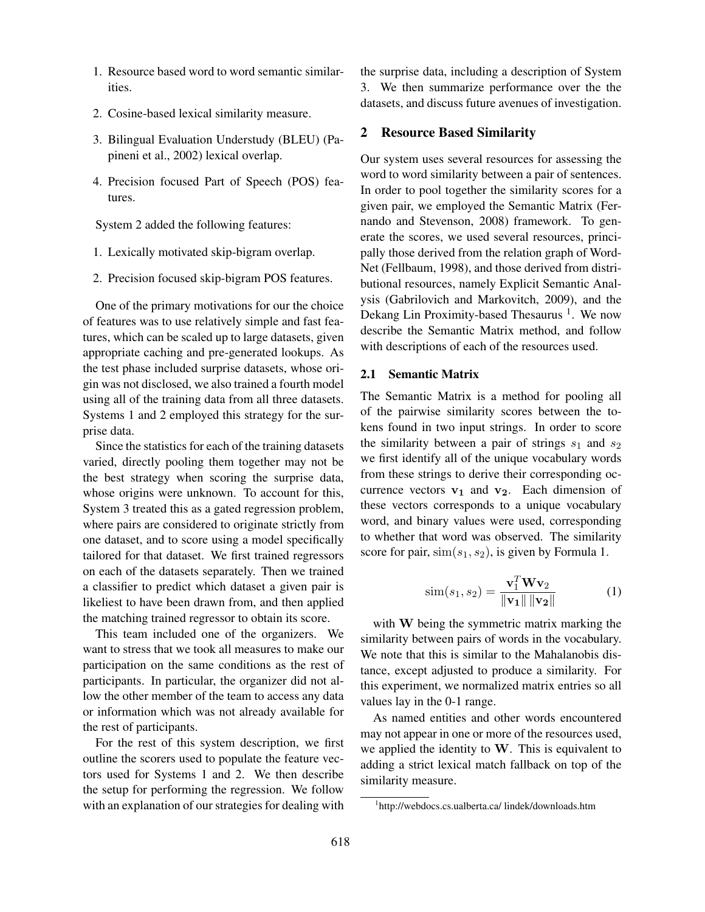1. Resource based word to word semantic similarities.
2. Cosine-based lexical similarity measure.
3. Bilingual Evaluation Understudy (BLEU) (Papineni et al., 2002) lexical overlap.
4. Precision focused Part of Speech (POS) features.

System 2 added the following features:

1. Lexically motivated skip-bigram overlap.
2. Precision focused skip-bigram POS features.

One of the primary motivations for our the choice of features was to use relatively simple and fast features, which can be scaled up to large datasets, given appropriate caching and pre-generated lookups. As the test phase included surprise datasets, whose origin was not disclosed, we also trained a fourth model using all of the training data from all three datasets. Systems 1 and 2 employed this strategy for the surprise data.

Since the statistics for each of the training datasets varied, directly pooling them together may not be the best strategy when scoring the surprise data, whose origins were unknown. To account for this, System 3 treated this as a gated regression problem, where pairs are considered to originate strictly from one dataset, and to score using a model specifically tailored for that dataset. We first trained regressors on each of the datasets separately. Then we trained a classifier to predict which dataset a given pair is likeliest to have been drawn from, and then applied the matching trained regressor to obtain its score.

This team included one of the organizers. We want to stress that we took all measures to make our participation on the same conditions as the rest of participants. In particular, the organizer did not allow the other member of the team to access any data or information which was not already available for the rest of participants.

For the rest of this system description, we first outline the scorers used to populate the feature vectors used for Systems 1 and 2. We then describe the setup for performing the regression. We follow with an explanation of our strategies for dealing with the surprise data, including a description of System 3. We then summarize performance over the the datasets, and discuss future avenues of investigation.

## 2 Resource Based Similarity

Our system uses several resources for assessing the word to word similarity between a pair of sentences. In order to pool together the similarity scores for a given pair, we employed the Semantic Matrix (Fernando and Stevenson, 2008) framework. To generate the scores, we used several resources, principally those derived from the relation graph of WordNet (Fellbaum, 1998), and those derived from distributional resources, namely Explicit Semantic Analysis (Gabrilovich and Markovitch, 2009), and the Dekang Lin Proximity-based Thesaurus [1]. We now describe the Semantic Matrix method, and follow with descriptions of each of the resources used.

### 2.1 Semantic Matrix

The Semantic Matrix is a method for pooling all of the pairwise similarity scores between the tokens found in two input strings. In order to score the similarity between a pair of strings $s_1$ and $s_2$ we first identify all of the unique vocabulary words from these strings to derive their corresponding occurrence vectors $\mathbf{v_1}$ and $\mathbf{v_2}$. Each dimension of these vectors corresponds to a unique vocabulary word, and binary values were used, corresponding to whether that word was observed. The similarity score for pair, $\mathrm{sim}(s_1, s_2)$, is given by Formula 1.

$$\mathrm{sim}(s_1, s_2) = \frac{\mathbf{v}_1^T \mathbf{W} \mathbf{v}_2}{\|\mathbf{v_1}\| \, \|\mathbf{v_2}\|} \quad (1)$$

with $\mathbf{W}$ being the symmetric matrix marking the similarity between pairs of words in the vocabulary. We note that this is similar to the Mahalanobis distance, except adjusted to produce a similarity. For this experiment, we normalized matrix entries so all values lay in the 0-1 range.

As named entities and other words encountered may not appear in one or more of the resources used, we applied the identity to $\mathbf{W}$. This is equivalent to adding a strict lexical match fallback on top of the similarity measure.

[1] http://webdocs.cs.ualberta.ca/ lindek/downloads.htm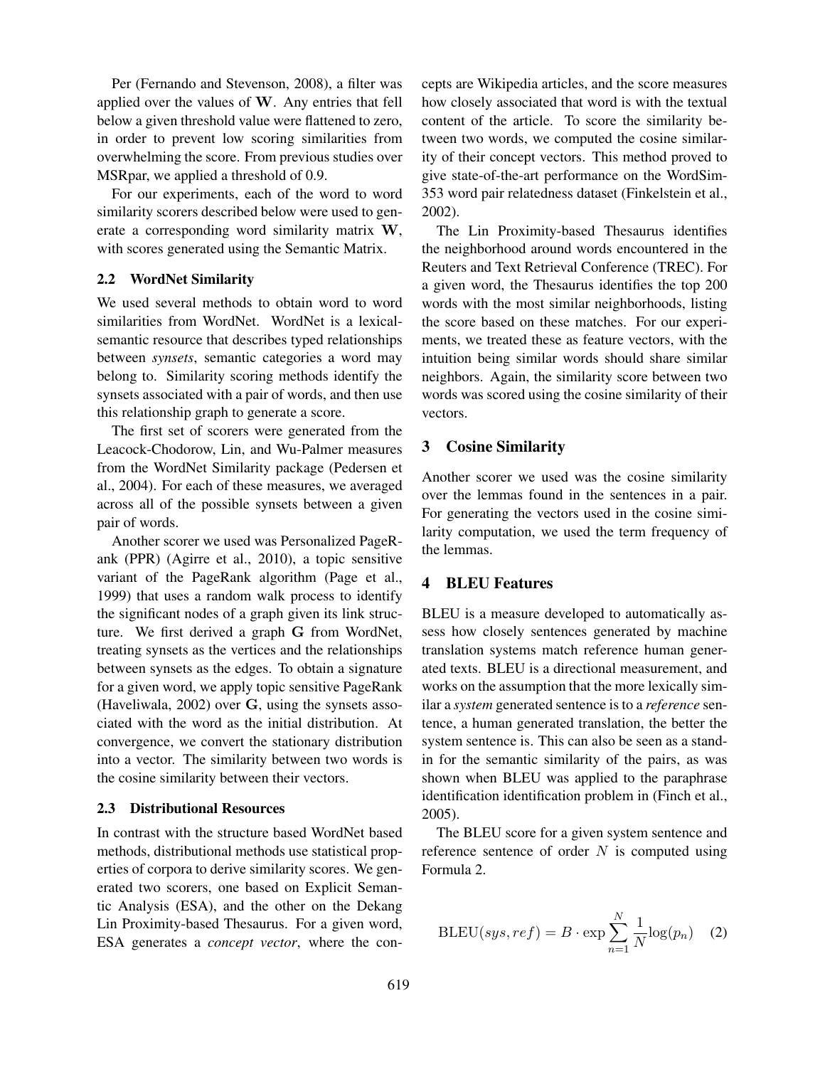Per (Fernando and Stevenson, 2008), a filter was applied over the values of $\mathbf{W}$. Any entries that fell below a given threshold value were flattened to zero, in order to prevent low scoring similarities from overwhelming the score. From previous studies over MSRpar, we applied a threshold of 0.9.

For our experiments, each of the word to word similarity scorers described below were used to generate a corresponding word similarity matrix $\mathbf{W}$, with scores generated using the Semantic Matrix.

### 2.2 WordNet Similarity

We used several methods to obtain word to word similarities from WordNet. WordNet is a lexical-semantic resource that describes typed relationships between *synsets*, semantic categories a word may belong to. Similarity scoring methods identify the synsets associated with a pair of words, and then use this relationship graph to generate a score.

The first set of scorers were generated from the Leacock-Chodorow, Lin, and Wu-Palmer measures from the WordNet Similarity package (Pedersen et al., 2004). For each of these measures, we averaged across all of the possible synsets between a given pair of words.

Another scorer we used was Personalized PageRank (PPR) (Agirre et al., 2010), a topic sensitive variant of the PageRank algorithm (Page et al., 1999) that uses a random walk process to identify the significant nodes of a graph given its link structure. We first derived a graph $\mathbf{G}$ from WordNet, treating synsets as the vertices and the relationships between synsets as the edges. To obtain a signature for a given word, we apply topic sensitive PageRank (Haveliwala, 2002) over $\mathbf{G}$, using the synsets associated with the word as the initial distribution. At convergence, we convert the stationary distribution into a vector. The similarity between two words is the cosine similarity between their vectors.

### 2.3 Distributional Resources

In contrast with the structure based WordNet based methods, distributional methods use statistical properties of corpora to derive similarity scores. We generated two scorers, one based on Explicit Semantic Analysis (ESA), and the other on the Dekang Lin Proximity-based Thesaurus. For a given word, ESA generates a *concept vector*, where the concepts are Wikipedia articles, and the score measures how closely associated that word is with the textual content of the article. To score the similarity between two words, we computed the cosine similarity of their concept vectors. This method proved to give state-of-the-art performance on the WordSim-353 word pair relatedness dataset (Finkelstein et al., 2002).

The Lin Proximity-based Thesaurus identifies the neighborhood around words encountered in the Reuters and Text Retrieval Conference (TREC). For a given word, the Thesaurus identifies the top 200 words with the most similar neighborhoods, listing the score based on these matches. For our experiments, we treated these as feature vectors, with the intuition being similar words should share similar neighbors. Again, the similarity score between two words was scored using the cosine similarity of their vectors.

## 3 Cosine Similarity

Another scorer we used was the cosine similarity over the lemmas found in the sentences in a pair. For generating the vectors used in the cosine similarity computation, we used the term frequency of the lemmas.

## 4 BLEU Features

BLEU is a measure developed to automatically assess how closely sentences generated by machine translation systems match reference human generated texts. BLEU is a directional measurement, and works on the assumption that the more lexically similar a *system* generated sentence is to a *reference* sentence, a human generated translation, the better the system sentence is. This can also be seen as a stand-in for the semantic similarity of the pairs, as was shown when BLEU was applied to the paraphrase identification identification problem in (Finch et al., 2005).

The BLEU score for a given system sentence and reference sentence of order $N$ is computed using Formula 2.

$$\text{BLEU}(sys, ref) = B \cdot \exp \sum_{n=1}^{N} \frac{1}{N} \log(p_n) \quad (2)$$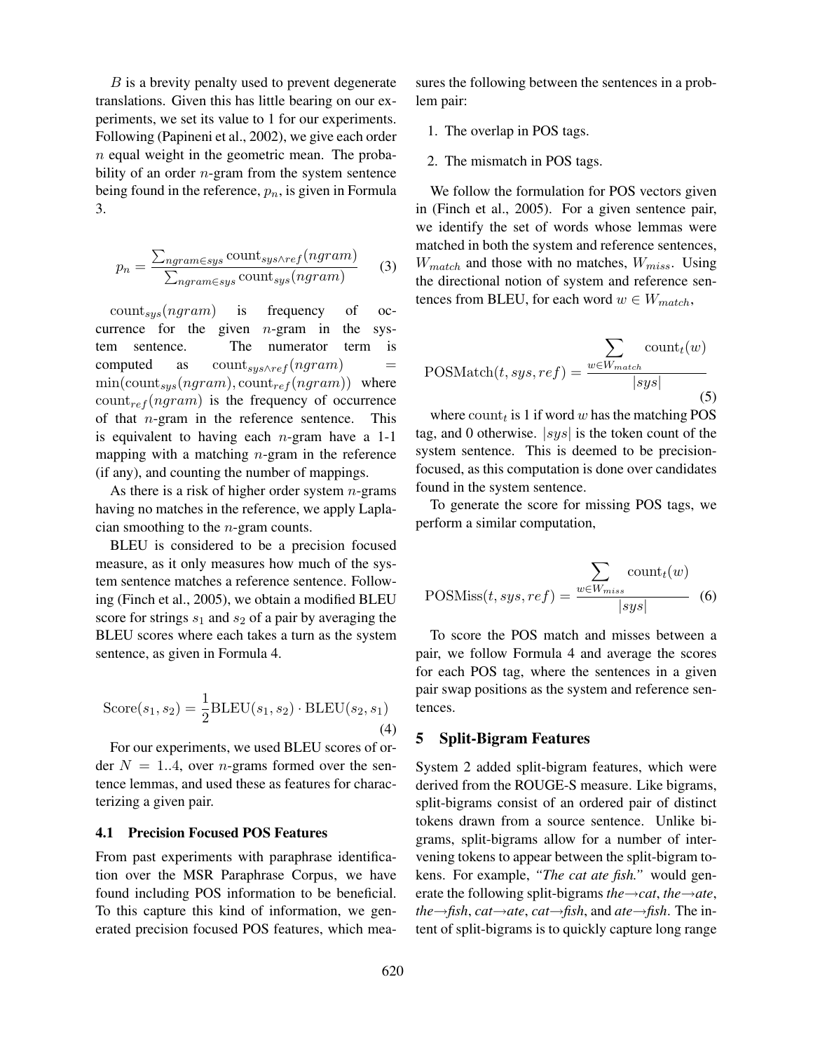$B$ is a brevity penalty used to prevent degenerate translations. Given this has little bearing on our experiments, we set its value to 1 for our experiments. Following (Papineni et al., 2002), we give each order $n$ equal weight in the geometric mean. The probability of an order $n$-gram from the system sentence being found in the reference, $p_n$, is given in Formula 3.

$$p_n = \frac{\sum_{ngram \in sys} \text{count}_{sys \wedge ref}(ngram)}{\sum_{ngram \in sys} \text{count}_{sys}(ngram)} \quad (3)$$

$\text{count}_{sys}(ngram)$ is frequency of occurrence for the given $n$-gram in the system sentence. The numerator term is computed as $\text{count}_{sys \wedge ref}(ngram) = \min(\text{count}_{sys}(ngram), \text{count}_{ref}(ngram))$ where $\text{count}_{ref}(ngram)$ is the frequency of occurrence of that $n$-gram in the reference sentence. This is equivalent to having each $n$-gram have a 1-1 mapping with a matching $n$-gram in the reference (if any), and counting the number of mappings.

As there is a risk of higher order system $n$-grams having no matches in the reference, we apply Laplacian smoothing to the $n$-gram counts.

BLEU is considered to be a precision focused measure, as it only measures how much of the system sentence matches a reference sentence. Following (Finch et al., 2005), we obtain a modified BLEU score for strings $s_1$ and $s_2$ of a pair by averaging the BLEU scores where each takes a turn as the system sentence, as given in Formula 4.

$$\text{Score}(s_1, s_2) = \frac{1}{2}\text{BLEU}(s_1, s_2) \cdot \text{BLEU}(s_2, s_1) \quad (4)$$

For our experiments, we used BLEU scores of order $N = 1..4$, over $n$-grams formed over the sentence lemmas, and used these as features for characterizing a given pair.

### 4.1 Precision Focused POS Features

From past experiments with paraphrase identification over the MSR Paraphrase Corpus, we have found including POS information to be beneficial. To this capture this kind of information, we generated precision focused POS features, which measures the following between the sentences in a problem pair:

1. The overlap in POS tags.
2. The mismatch in POS tags.

We follow the formulation for POS vectors given in (Finch et al., 2005). For a given sentence pair, we identify the set of words whose lemmas were matched in both the system and reference sentences, $W_{match}$ and those with no matches, $W_{miss}$. Using the directional notion of system and reference sentences from BLEU, for each word $w \in W_{match}$,

$$\text{POSMatch}(t, sys, ref) = \frac{\sum_{w \in W_{match}} \text{count}_t(w)}{|sys|} \quad (5)$$

where $\text{count}_t$ is 1 if word $w$ has the matching POS tag, and 0 otherwise. $|sys|$ is the token count of the system sentence. This is deemed to be precision-focused, as this computation is done over candidates found in the system sentence.

To generate the score for missing POS tags, we perform a similar computation,

$$\text{POSMiss}(t, sys, ref) = \frac{\sum_{w \in W_{miss}} \text{count}_t(w)}{|sys|} \quad (6)$$

To score the POS match and misses between a pair, we follow Formula 4 and average the scores for each POS tag, where the sentences in a given pair swap positions as the system and reference sentences.

## 5 Split-Bigram Features

System 2 added split-bigram features, which were derived from the ROUGE-S measure. Like bigrams, split-bigrams consist of an ordered pair of distinct tokens drawn from a source sentence. Unlike bigrams, split-bigrams allow for a number of intervening tokens to appear between the split-bigram tokens. For example, *"The cat ate fish."* would generate the following split-bigrams *the→cat*, *the→ate*, *the→fish*, *cat→ate*, *cat→fish*, and *ate→fish*. The intent of split-bigrams is to quickly capture long range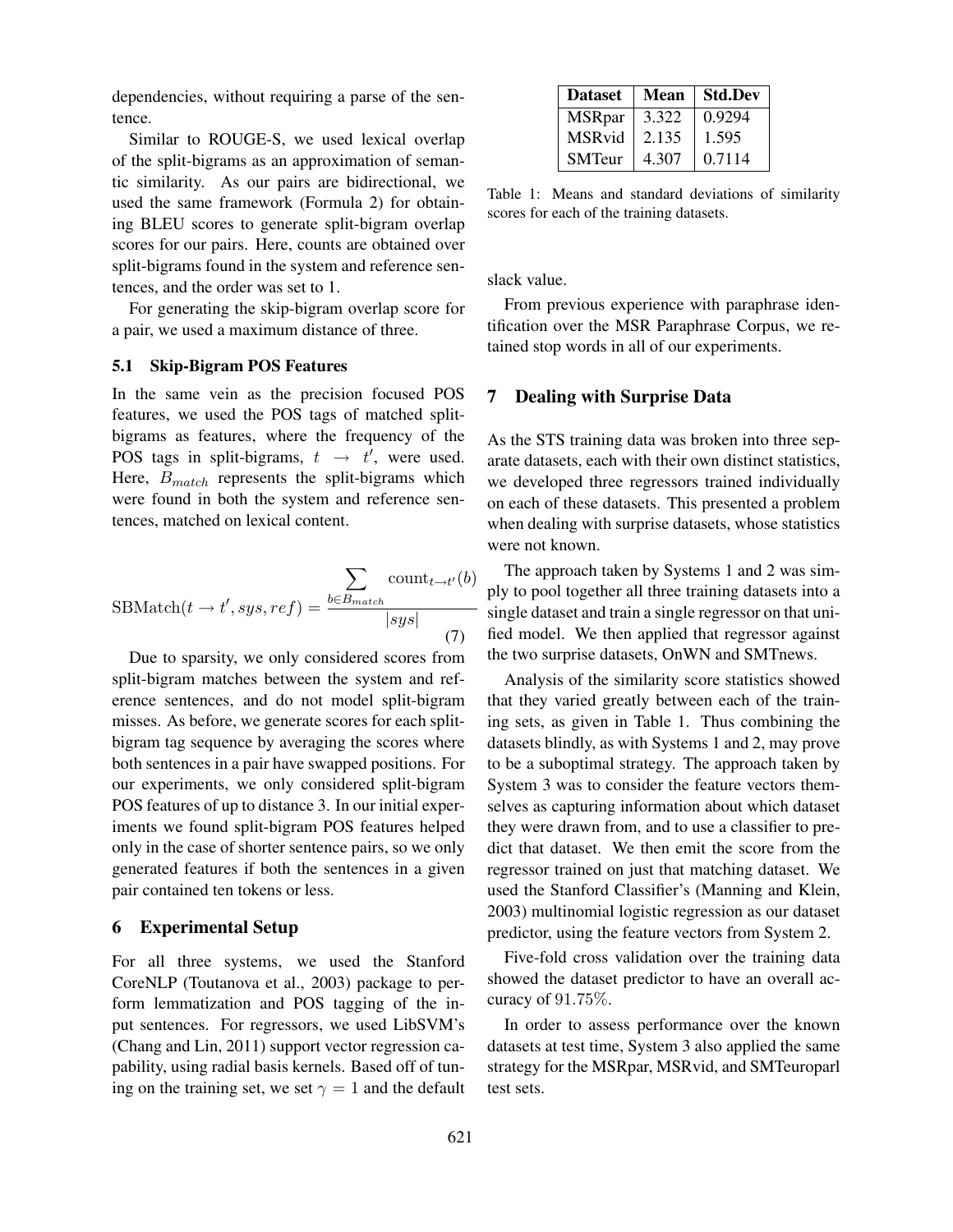dependencies, without requiring a parse of the sentence.

Similar to ROUGE-S, we used lexical overlap of the split-bigrams as an approximation of semantic similarity. As our pairs are bidirectional, we used the same framework (Formula 2) for obtaining BLEU scores to generate split-bigram overlap scores for our pairs. Here, counts are obtained over split-bigrams found in the system and reference sentences, and the order was set to 1.

For generating the skip-bigram overlap score for a pair, we used a maximum distance of three.

### 5.1 Skip-Bigram POS Features

In the same vein as the precision focused POS features, we used the POS tags of matched split-bigrams as features, where the frequency of the POS tags in split-bigrams, $t \rightarrow t'$, were used. Here, $B_{match}$ represents the split-bigrams which were found in both the system and reference sentences, matched on lexical content.

$$\text{SBMatch}(t \rightarrow t', sys, ref) = \frac{\sum_{b \in B_{match}} \text{count}_{t \rightarrow t'}(b)}{|sys|} \tag{7}$$

Due to sparsity, we only considered scores from split-bigram matches between the system and reference sentences, and do not model split-bigram misses. As before, we generate scores for each split-bigram tag sequence by averaging the scores where both sentences in a pair have swapped positions. For our experiments, we only considered split-bigram POS features of up to distance 3. In our initial experiments we found split-bigram POS features helped only in the case of shorter sentence pairs, so we only generated features if both the sentences in a given pair contained ten tokens or less.

## 6 Experimental Setup

For all three systems, we used the Stanford CoreNLP (Toutanova et al., 2003) package to perform lemmatization and POS tagging of the input sentences. For regressors, we used LibSVM's (Chang and Lin, 2011) support vector regression capability, using radial basis kernels. Based off of tuning on the training set, we set $\gamma = 1$ and the default slack value.

| Dataset | Mean | Std.Dev |
|---|---|---|
| MSRpar | 3.322 | 0.9294 |
| MSRvid | 2.135 | 1.595 |
| SMTeur | 4.307 | 0.7114 |

Table 1: Means and standard deviations of similarity scores for each of the training datasets.

From previous experience with paraphrase identification over the MSR Paraphrase Corpus, we retained stop words in all of our experiments.

## 7 Dealing with Surprise Data

As the STS training data was broken into three separate datasets, each with their own distinct statistics, we developed three regressors trained individually on each of these datasets. This presented a problem when dealing with surprise datasets, whose statistics were not known.

The approach taken by Systems 1 and 2 was simply to pool together all three training datasets into a single dataset and train a single regressor on that unified model. We then applied that regressor against the two surprise datasets, OnWN and SMTnews.

Analysis of the similarity score statistics showed that they varied greatly between each of the training sets, as given in Table 1. Thus combining the datasets blindly, as with Systems 1 and 2, may prove to be a suboptimal strategy. The approach taken by System 3 was to consider the feature vectors themselves as capturing information about which dataset they were drawn from, and to use a classifier to predict that dataset. We then emit the score from the regressor trained on just that matching dataset. We used the Stanford Classifier's (Manning and Klein, 2003) multinomial logistic regression as our dataset predictor, using the feature vectors from System 2.

Five-fold cross validation over the training data showed the dataset predictor to have an overall accuracy of $91.75\%$.

In order to assess performance over the known datasets at test time, System 3 also applied the same strategy for the MSRpar, MSRvid, and SMTeuroparl test sets.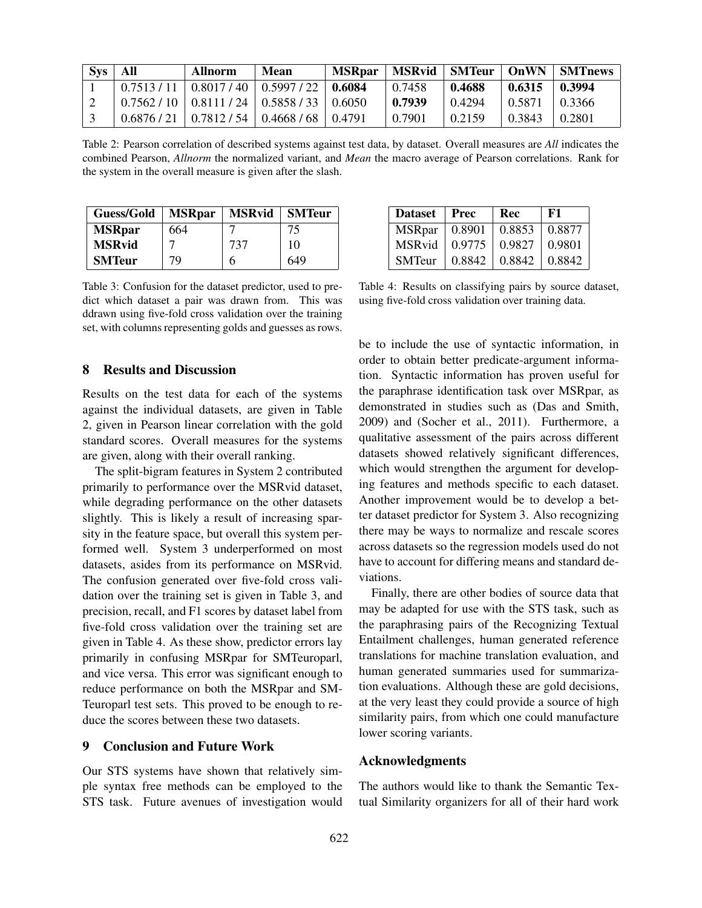| Sys | All | Allnorm | Mean | MSRpar | MSRvid | SMTeur | OnWN | SMTnews |
|---|---|---|---|---|---|---|---|---|
| 1 | 0.7513 / 11 | 0.8017 / 40 | 0.5997 / 22 | **0.6084** | 0.7458 | **0.4688** | **0.6315** | **0.3994** |
| 2 | 0.7562 / 10 | 0.8111 / 24 | 0.5858 / 33 | 0.6050 | **0.7939** | 0.4294 | 0.5871 | 0.3366 |
| 3 | 0.6876 / 21 | 0.7812 / 54 | 0.4668 / 68 | 0.4791 | 0.7901 | 0.2159 | 0.3843 | 0.2801 |

Table 2: Pearson correlation of described systems against test data, by dataset. Overall measures are *All* indicates the combined Pearson, *Allnorm* the normalized variant, and *Mean* the macro average of Pearson correlations. Rank for the system in the overall measure is given after the slash.

| Guess/Gold | MSRpar | MSRvid | SMTeur |
|---|---|---|---|
| **MSRpar** | 664 | 7 | 75 |
| **MSRvid** | 7 | 737 | 10 |
| **SMTeur** | 79 | 6 | 649 |

Table 3: Confusion for the dataset predictor, used to predict which dataset a pair was drawn from. This was ddrawn using five-fold cross validation over the training set, with columns representing golds and guesses as rows.

| Dataset | Prec | Rec | F1 |
|---|---|---|---|
| MSRpar | 0.8901 | 0.8853 | 0.8877 |
| MSRvid | 0.9775 | 0.9827 | 0.9801 |
| SMTeur | 0.8842 | 0.8842 | 0.8842 |

Table 4: Results on classifying pairs by source dataset, using five-fold cross validation over training data.

## 8 Results and Discussion

Results on the test data for each of the systems against the individual datasets, are given in Table 2, given in Pearson linear correlation with the gold standard scores. Overall measures for the systems are given, along with their overall ranking.

The split-bigram features in System 2 contributed primarily to performance over the MSRvid dataset, while degrading performance on the other datasets slightly. This is likely a result of increasing sparsity in the feature space, but overall this system performed well. System 3 underperformed on most datasets, asides from its performance on MSRvid. The confusion generated over five-fold cross validation over the training set is given in Table 3, and precision, recall, and F1 scores by dataset label from five-fold cross validation over the training set are given in Table 4. As these show, predictor errors lay primarily in confusing MSRpar for SMTeuroparl, and vice versa. This error was significant enough to reduce performance on both the MSRpar and SMTeuroparl test sets. This proved to be enough to reduce the scores between these two datasets.

## 9 Conclusion and Future Work

Our STS systems have shown that relatively simple syntax free methods can be employed to the STS task. Future avenues of investigation would be to include the use of syntactic information, in order to obtain better predicate-argument information. Syntactic information has proven useful for the paraphrase identification task over MSRpar, as demonstrated in studies such as (Das and Smith, 2009) and (Socher et al., 2011). Furthermore, a qualitative assessment of the pairs across different datasets showed relatively significant differences, which would strengthen the argument for developing features and methods specific to each dataset. Another improvement would be to develop a better dataset predictor for System 3. Also recognizing there may be ways to normalize and rescale scores across datasets so the regression models used do not have to account for differing means and standard deviations.

Finally, there are other bodies of source data that may be adapted for use with the STS task, such as the paraphrasing pairs of the Recognizing Textual Entailment challenges, human generated reference translations for machine translation evaluation, and human generated summaries used for summarization evaluations. Although these are gold decisions, at the very least they could provide a source of high similarity pairs, from which one could manufacture lower scoring variants.

## Acknowledgments

The authors would like to thank the Semantic Textual Similarity organizers for all of their hard work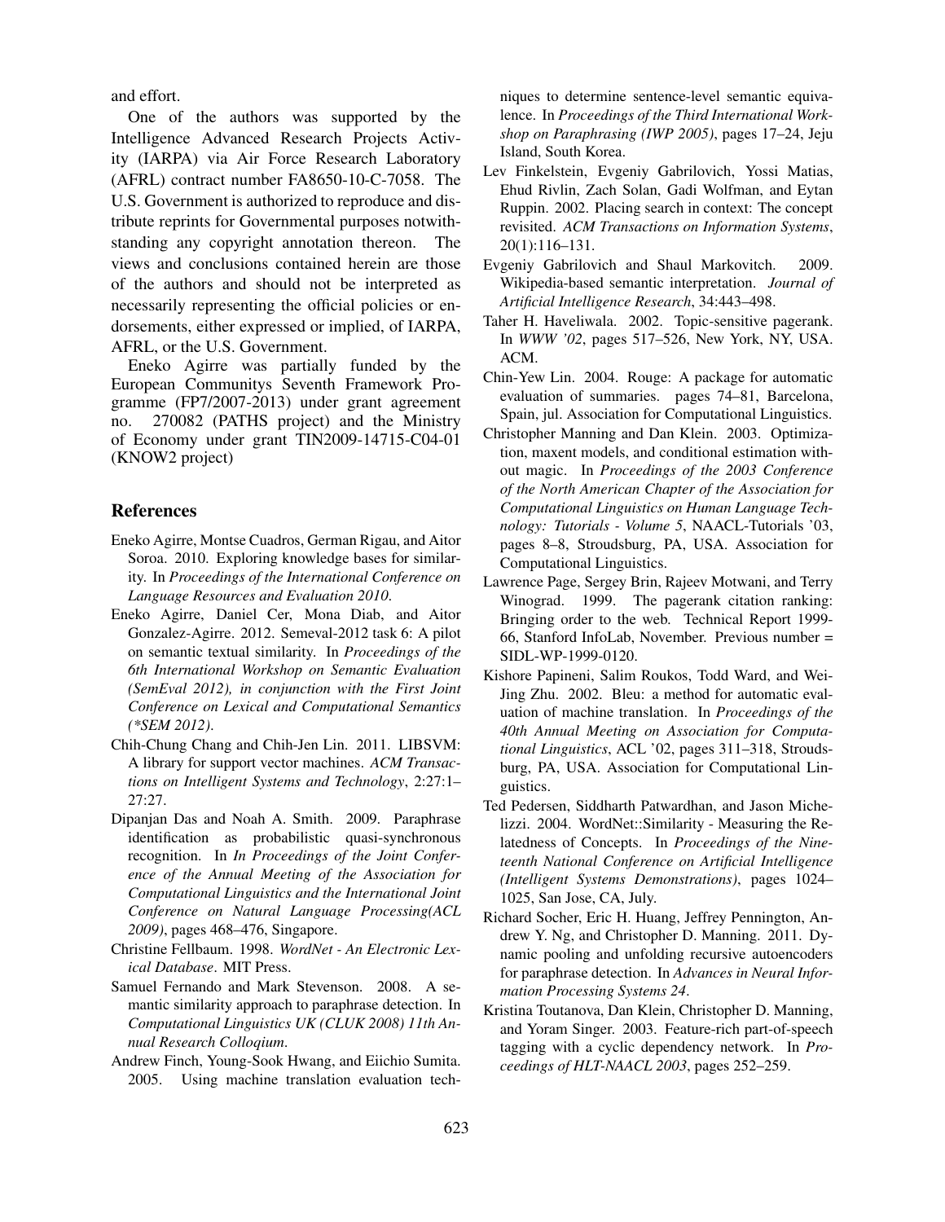and effort.

One of the authors was supported by the Intelligence Advanced Research Projects Activity (IARPA) via Air Force Research Laboratory (AFRL) contract number FA8650-10-C-7058. The U.S. Government is authorized to reproduce and distribute reprints for Governmental purposes notwithstanding any copyright annotation thereon. The views and conclusions contained herein are those of the authors and should not be interpreted as necessarily representing the official policies or endorsements, either expressed or implied, of IARPA, AFRL, or the U.S. Government.

Eneko Agirre was partially funded by the European Communitys Seventh Framework Programme (FP7/2007-2013) under grant agreement no. 270082 (PATHS project) and the Ministry of Economy under grant TIN2009-14715-C04-01 (KNOW2 project)

## References

Eneko Agirre, Montse Cuadros, German Rigau, and Aitor Soroa. 2010. Exploring knowledge bases for similarity. In *Proceedings of the International Conference on Language Resources and Evaluation 2010*.

Eneko Agirre, Daniel Cer, Mona Diab, and Aitor Gonzalez-Agirre. 2012. Semeval-2012 task 6: A pilot on semantic textual similarity. In *Proceedings of the 6th International Workshop on Semantic Evaluation (SemEval 2012), in conjunction with the First Joint Conference on Lexical and Computational Semantics (*SEM 2012)*.

Chih-Chung Chang and Chih-Jen Lin. 2011. LIBSVM: A library for support vector machines. *ACM Transactions on Intelligent Systems and Technology*, 2:27:1–27:27.

Dipanjan Das and Noah A. Smith. 2009. Paraphrase identification as probabilistic quasi-synchronous recognition. In *In Proceedings of the Joint Conference of the Annual Meeting of the Association for Computational Linguistics and the International Joint Conference on Natural Language Processing(ACL 2009)*, pages 468–476, Singapore.

Christine Fellbaum. 1998. *WordNet - An Electronic Lexical Database*. MIT Press.

Samuel Fernando and Mark Stevenson. 2008. A semantic similarity approach to paraphrase detection. In *Computational Linguistics UK (CLUK 2008) 11th Annual Research Colloqium*.

Andrew Finch, Young-Sook Hwang, and Eiichio Sumita. 2005. Using machine translation evaluation techniques to determine sentence-level semantic equivalence. In *Proceedings of the Third International Workshop on Paraphrasing (IWP 2005)*, pages 17–24, Jeju Island, South Korea.

Lev Finkelstein, Evgeniy Gabrilovich, Yossi Matias, Ehud Rivlin, Zach Solan, Gadi Wolfman, and Eytan Ruppin. 2002. Placing search in context: The concept revisited. *ACM Transactions on Information Systems*, 20(1):116–131.

Evgeniy Gabrilovich and Shaul Markovitch. 2009. Wikipedia-based semantic interpretation. *Journal of Artificial Intelligence Research*, 34:443–498.

Taher H. Haveliwala. 2002. Topic-sensitive pagerank. In *WWW '02*, pages 517–526, New York, NY, USA. ACM.

Chin-Yew Lin. 2004. Rouge: A package for automatic evaluation of summaries. pages 74–81, Barcelona, Spain, jul. Association for Computational Linguistics.

Christopher Manning and Dan Klein. 2003. Optimization, maxent models, and conditional estimation without magic. In *Proceedings of the 2003 Conference of the North American Chapter of the Association for Computational Linguistics on Human Language Technology: Tutorials - Volume 5*, NAACL-Tutorials '03, pages 8–8, Stroudsburg, PA, USA. Association for Computational Linguistics.

Lawrence Page, Sergey Brin, Rajeev Motwani, and Terry Winograd. 1999. The pagerank citation ranking: Bringing order to the web. Technical Report 1999-66, Stanford InfoLab, November. Previous number = SIDL-WP-1999-0120.

Kishore Papineni, Salim Roukos, Todd Ward, and Wei-Jing Zhu. 2002. Bleu: a method for automatic evaluation of machine translation. In *Proceedings of the 40th Annual Meeting on Association for Computational Linguistics*, ACL '02, pages 311–318, Stroudsburg, PA, USA. Association for Computational Linguistics.

Ted Pedersen, Siddharth Patwardhan, and Jason Michelizzi. 2004. WordNet::Similarity - Measuring the Relatedness of Concepts. In *Proceedings of the Nineteenth National Conference on Artificial Intelligence (Intelligent Systems Demonstrations)*, pages 1024–1025, San Jose, CA, July.

Richard Socher, Eric H. Huang, Jeffrey Pennington, Andrew Y. Ng, and Christopher D. Manning. 2011. Dynamic pooling and unfolding recursive autoencoders for paraphrase detection. In *Advances in Neural Information Processing Systems 24*.

Kristina Toutanova, Dan Klein, Christopher D. Manning, and Yoram Singer. 2003. Feature-rich part-of-speech tagging with a cyclic dependency network. In *Proceedings of HLT-NAACL 2003*, pages 252–259.